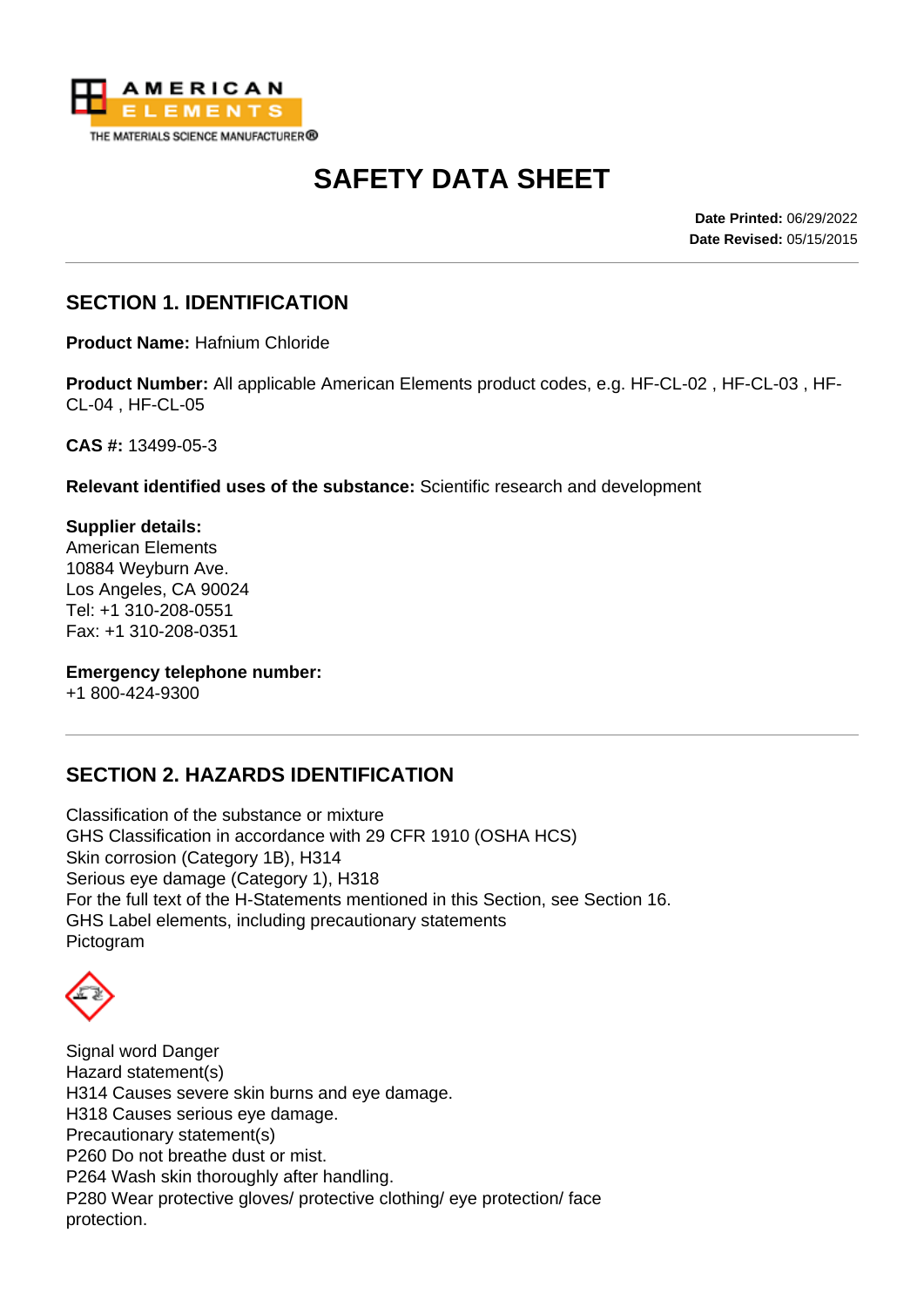AMERICAN ELEMENTS
THE MATERIALS SCIENCE MANUFACTURER®

# SAFETY DATA SHEET

**Date Printed:** 06/29/2022
**Date Revised:** 05/15/2015

## SECTION 1. IDENTIFICATION

**Product Name:** Hafnium Chloride

**Product Number:** All applicable American Elements product codes, e.g. HF-CL-02 , HF-CL-03 , HF-CL-04 , HF-CL-05

**CAS #:** 13499-05-3

**Relevant identified uses of the substance:** Scientific research and development

**Supplier details:**
American Elements
10884 Weyburn Ave.
Los Angeles, CA 90024
Tel: +1 310-208-0551
Fax: +1 310-208-0351

**Emergency telephone number:**
+1 800-424-9300

## SECTION 2. HAZARDS IDENTIFICATION

Classification of the substance or mixture
GHS Classification in accordance with 29 CFR 1910 (OSHA HCS)
Skin corrosion (Category 1B), H314
Serious eye damage (Category 1), H318
For the full text of the H-Statements mentioned in this Section, see Section 16.
GHS Label elements, including precautionary statements
Pictogram

Signal word Danger
Hazard statement(s)
H314 Causes severe skin burns and eye damage.
H318 Causes serious eye damage.
Precautionary statement(s)
P260 Do not breathe dust or mist.
P264 Wash skin thoroughly after handling.
P280 Wear protective gloves/ protective clothing/ eye protection/ face protection.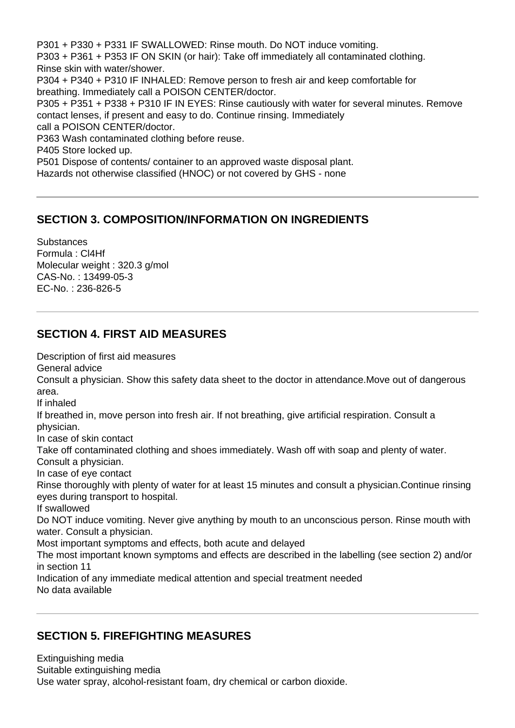P301 + P330 + P331 IF SWALLOWED: Rinse mouth. Do NOT induce vomiting.
P303 + P361 + P353 IF ON SKIN (or hair): Take off immediately all contaminated clothing. Rinse skin with water/shower.
P304 + P340 + P310 IF INHALED: Remove person to fresh air and keep comfortable for breathing. Immediately call a POISON CENTER/doctor.
P305 + P351 + P338 + P310 IF IN EYES: Rinse cautiously with water for several minutes. Remove contact lenses, if present and easy to do. Continue rinsing. Immediately call a POISON CENTER/doctor.
P363 Wash contaminated clothing before reuse.
P405 Store locked up.
P501 Dispose of contents/ container to an approved waste disposal plant.
Hazards not otherwise classified (HNOC) or not covered by GHS - none

---

## SECTION 3. COMPOSITION/INFORMATION ON INGREDIENTS

Substances
Formula : Cl4Hf
Molecular weight : 320.3 g/mol
CAS-No. : 13499-05-3
EC-No. : 236-826-5

---

## SECTION 4. FIRST AID MEASURES

Description of first aid measures
General advice
Consult a physician. Show this safety data sheet to the doctor in attendance.Move out of dangerous area.
If inhaled
If breathed in, move person into fresh air. If not breathing, give artificial respiration. Consult a physician.
In case of skin contact
Take off contaminated clothing and shoes immediately. Wash off with soap and plenty of water. Consult a physician.
In case of eye contact
Rinse thoroughly with plenty of water for at least 15 minutes and consult a physician.Continue rinsing eyes during transport to hospital.
If swallowed
Do NOT induce vomiting. Never give anything by mouth to an unconscious person. Rinse mouth with water. Consult a physician.
Most important symptoms and effects, both acute and delayed
The most important known symptoms and effects are described in the labelling (see section 2) and/or in section 11
Indication of any immediate medical attention and special treatment needed
No data available

---

## SECTION 5. FIREFIGHTING MEASURES

Extinguishing media
Suitable extinguishing media
Use water spray, alcohol-resistant foam, dry chemical or carbon dioxide.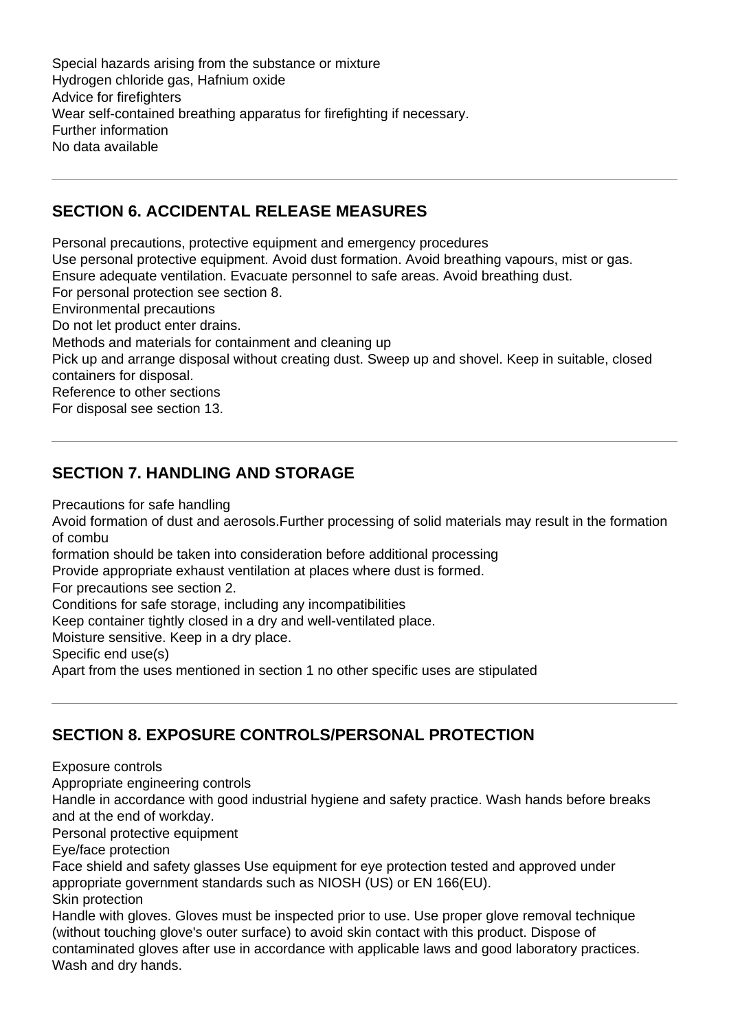Special hazards arising from the substance or mixture
Hydrogen chloride gas, Hafnium oxide
Advice for firefighters
Wear self-contained breathing apparatus for firefighting if necessary.
Further information
No data available

## SECTION 6. ACCIDENTAL RELEASE MEASURES

Personal precautions, protective equipment and emergency procedures
Use personal protective equipment. Avoid dust formation. Avoid breathing vapours, mist or gas.
Ensure adequate ventilation. Evacuate personnel to safe areas. Avoid breathing dust.
For personal protection see section 8.
Environmental precautions
Do not let product enter drains.
Methods and materials for containment and cleaning up
Pick up and arrange disposal without creating dust. Sweep up and shovel. Keep in suitable, closed containers for disposal.
Reference to other sections
For disposal see section 13.

## SECTION 7. HANDLING AND STORAGE

Precautions for safe handling
Avoid formation of dust and aerosols.Further processing of solid materials may result in the formation of combu
formation should be taken into consideration before additional processing
Provide appropriate exhaust ventilation at places where dust is formed.
For precautions see section 2.
Conditions for safe storage, including any incompatibilities
Keep container tightly closed in a dry and well-ventilated place.
Moisture sensitive. Keep in a dry place.
Specific end use(s)
Apart from the uses mentioned in section 1 no other specific uses are stipulated

## SECTION 8. EXPOSURE CONTROLS/PERSONAL PROTECTION

Exposure controls
Appropriate engineering controls
Handle in accordance with good industrial hygiene and safety practice. Wash hands before breaks and at the end of workday.
Personal protective equipment
Eye/face protection
Face shield and safety glasses Use equipment for eye protection tested and approved under appropriate government standards such as NIOSH (US) or EN 166(EU).
Skin protection
Handle with gloves. Gloves must be inspected prior to use. Use proper glove removal technique (without touching glove's outer surface) to avoid skin contact with this product. Dispose of contaminated gloves after use in accordance with applicable laws and good laboratory practices. Wash and dry hands.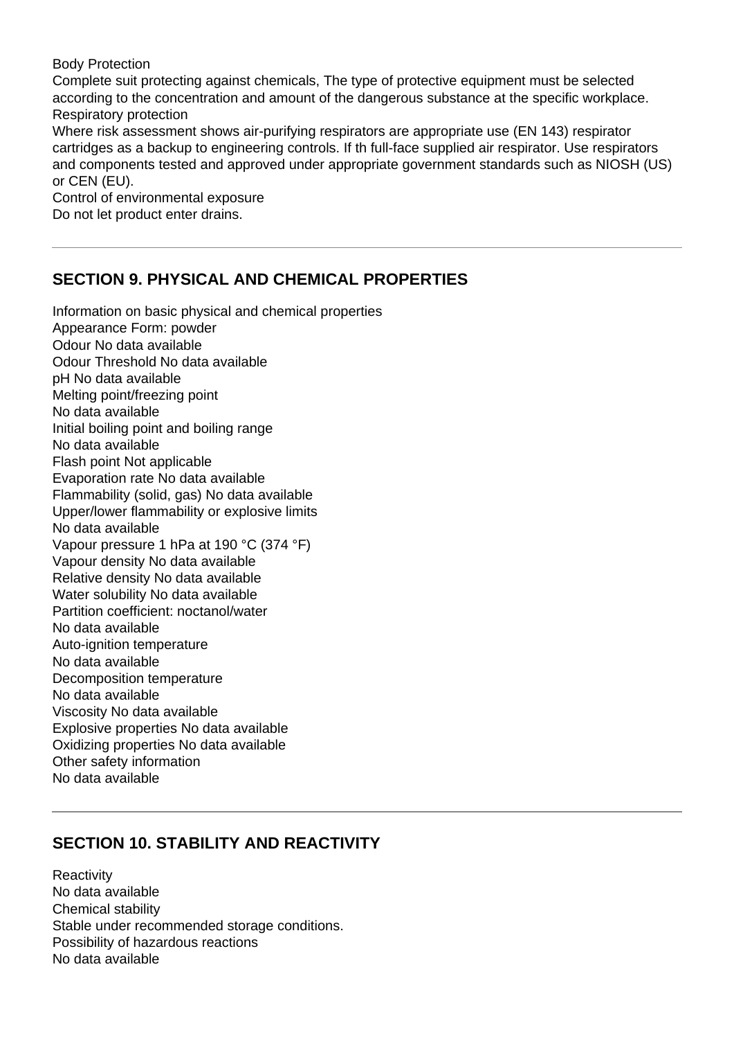Body Protection

Complete suit protecting against chemicals, The type of protective equipment must be selected according to the concentration and amount of the dangerous substance at the specific workplace.

Respiratory protection

Where risk assessment shows air-purifying respirators are appropriate use (EN 143) respirator cartridges as a backup to engineering controls. If th full-face supplied air respirator. Use respirators and components tested and approved under appropriate government standards such as NIOSH (US) or CEN (EU).

Control of environmental exposure

Do not let product enter drains.

---

## SECTION 9. PHYSICAL AND CHEMICAL PROPERTIES

Information on basic physical and chemical properties
Appearance Form: powder
Odour No data available
Odour Threshold No data available
pH No data available
Melting point/freezing point
No data available
Initial boiling point and boiling range
No data available
Flash point Not applicable
Evaporation rate No data available
Flammability (solid, gas) No data available
Upper/lower flammability or explosive limits
No data available
Vapour pressure 1 hPa at 190 °C (374 °F)
Vapour density No data available
Relative density No data available
Water solubility No data available
Partition coefficient: noctanol/water
No data available
Auto-ignition temperature
No data available
Decomposition temperature
No data available
Viscosity No data available
Explosive properties No data available
Oxidizing properties No data available
Other safety information
No data available

---

## SECTION 10. STABILITY AND REACTIVITY

Reactivity
No data available
Chemical stability
Stable under recommended storage conditions.
Possibility of hazardous reactions
No data available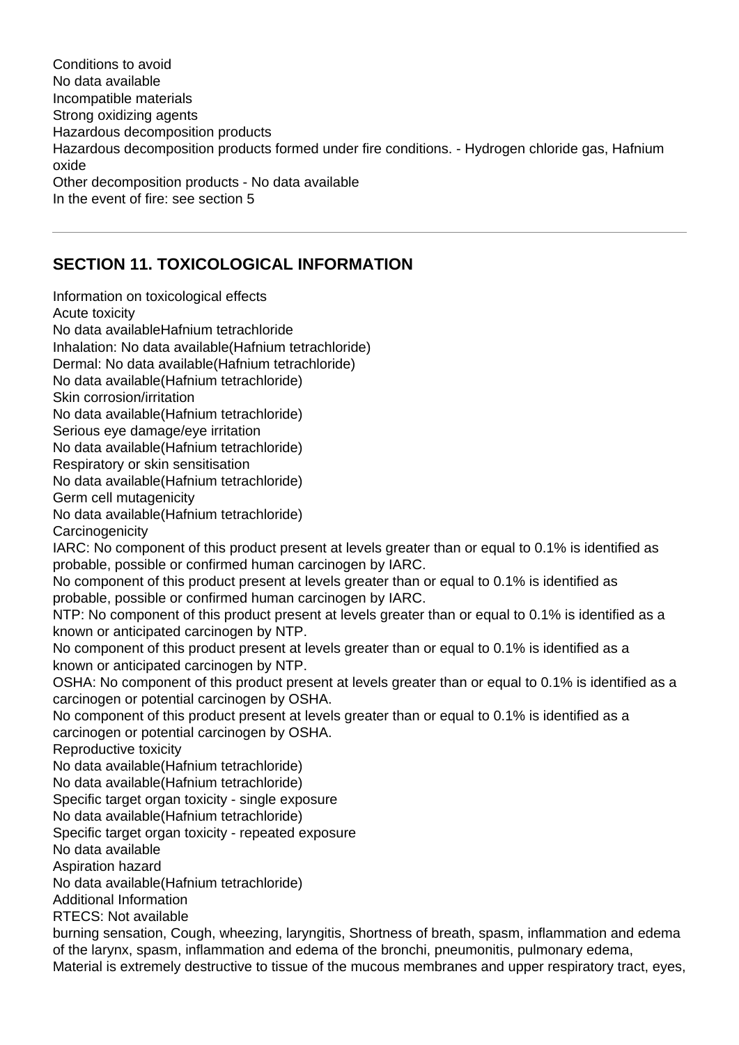Conditions to avoid
No data available
Incompatible materials
Strong oxidizing agents
Hazardous decomposition products
Hazardous decomposition products formed under fire conditions. - Hydrogen chloride gas, Hafnium oxide
Other decomposition products - No data available
In the event of fire: see section 5

---

## SECTION 11. TOXICOLOGICAL INFORMATION

Information on toxicological effects
Acute toxicity
No data availableHafnium tetrachloride
Inhalation: No data available(Hafnium tetrachloride)
Dermal: No data available(Hafnium tetrachloride)
No data available(Hafnium tetrachloride)
Skin corrosion/irritation
No data available(Hafnium tetrachloride)
Serious eye damage/eye irritation
No data available(Hafnium tetrachloride)
Respiratory or skin sensitisation
No data available(Hafnium tetrachloride)
Germ cell mutagenicity
No data available(Hafnium tetrachloride)
Carcinogenicity
IARC: No component of this product present at levels greater than or equal to 0.1% is identified as probable, possible or confirmed human carcinogen by IARC.
No component of this product present at levels greater than or equal to 0.1% is identified as probable, possible or confirmed human carcinogen by IARC.
NTP: No component of this product present at levels greater than or equal to 0.1% is identified as a known or anticipated carcinogen by NTP.
No component of this product present at levels greater than or equal to 0.1% is identified as a known or anticipated carcinogen by NTP.
OSHA: No component of this product present at levels greater than or equal to 0.1% is identified as a carcinogen or potential carcinogen by OSHA.
No component of this product present at levels greater than or equal to 0.1% is identified as a carcinogen or potential carcinogen by OSHA.
Reproductive toxicity
No data available(Hafnium tetrachloride)
No data available(Hafnium tetrachloride)
Specific target organ toxicity - single exposure
No data available(Hafnium tetrachloride)
Specific target organ toxicity - repeated exposure
No data available
Aspiration hazard
No data available(Hafnium tetrachloride)
Additional Information
RTECS: Not available
burning sensation, Cough, wheezing, laryngitis, Shortness of breath, spasm, inflammation and edema of the larynx, spasm, inflammation and edema of the bronchi, pneumonitis, pulmonary edema,
Material is extremely destructive to tissue of the mucous membranes and upper respiratory tract, eyes,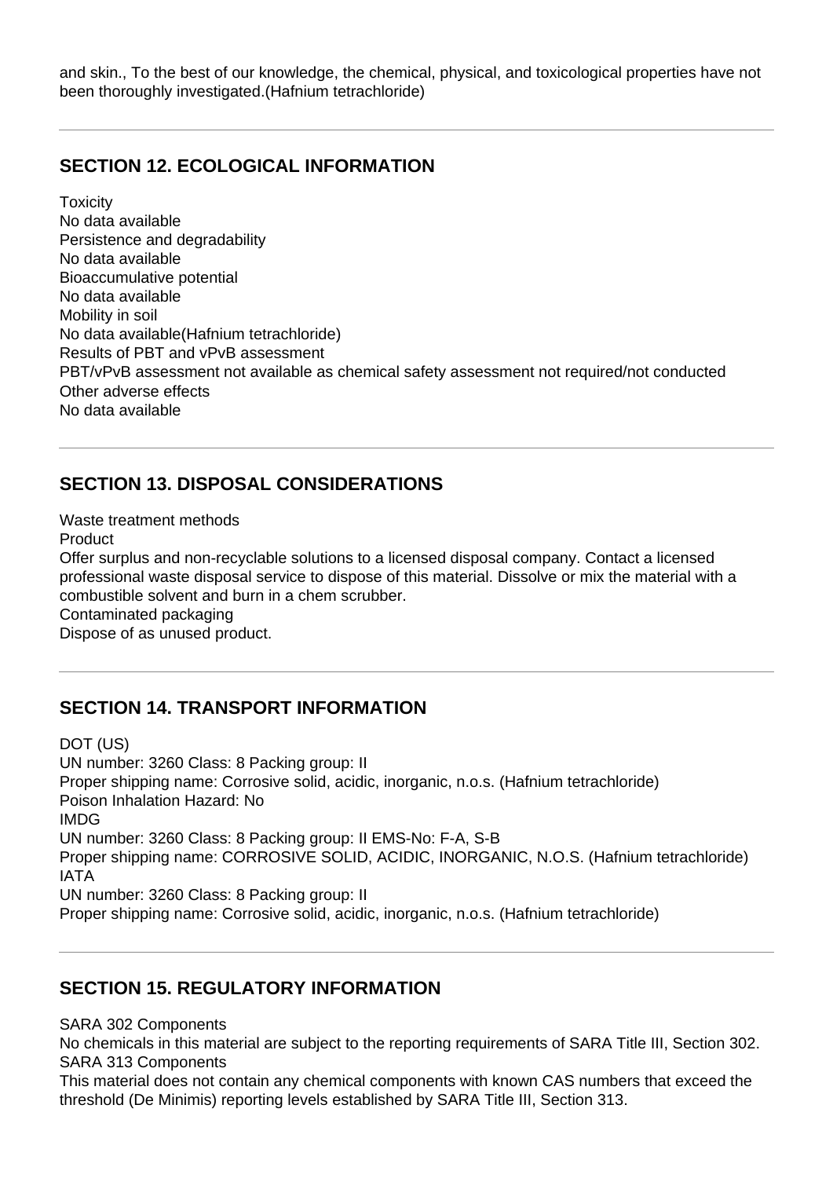and skin., To the best of our knowledge, the chemical, physical, and toxicological properties have not been thoroughly investigated.(Hafnium tetrachloride)

## SECTION 12. ECOLOGICAL INFORMATION

Toxicity
No data available
Persistence and degradability
No data available
Bioaccumulative potential
No data available
Mobility in soil
No data available(Hafnium tetrachloride)
Results of PBT and vPvB assessment
PBT/vPvB assessment not available as chemical safety assessment not required/not conducted
Other adverse effects
No data available

## SECTION 13. DISPOSAL CONSIDERATIONS

Waste treatment methods
Product
Offer surplus and non-recyclable solutions to a licensed disposal company. Contact a licensed professional waste disposal service to dispose of this material. Dissolve or mix the material with a combustible solvent and burn in a chem scrubber.
Contaminated packaging
Dispose of as unused product.

## SECTION 14. TRANSPORT INFORMATION

DOT (US)
UN number: 3260 Class: 8 Packing group: II
Proper shipping name: Corrosive solid, acidic, inorganic, n.o.s. (Hafnium tetrachloride)
Poison Inhalation Hazard: No
IMDG
UN number: 3260 Class: 8 Packing group: II EMS-No: F-A, S-B
Proper shipping name: CORROSIVE SOLID, ACIDIC, INORGANIC, N.O.S. (Hafnium tetrachloride)
IATA
UN number: 3260 Class: 8 Packing group: II
Proper shipping name: Corrosive solid, acidic, inorganic, n.o.s. (Hafnium tetrachloride)

## SECTION 15. REGULATORY INFORMATION

SARA 302 Components
No chemicals in this material are subject to the reporting requirements of SARA Title III, Section 302.
SARA 313 Components
This material does not contain any chemical components with known CAS numbers that exceed the threshold (De Minimis) reporting levels established by SARA Title III, Section 313.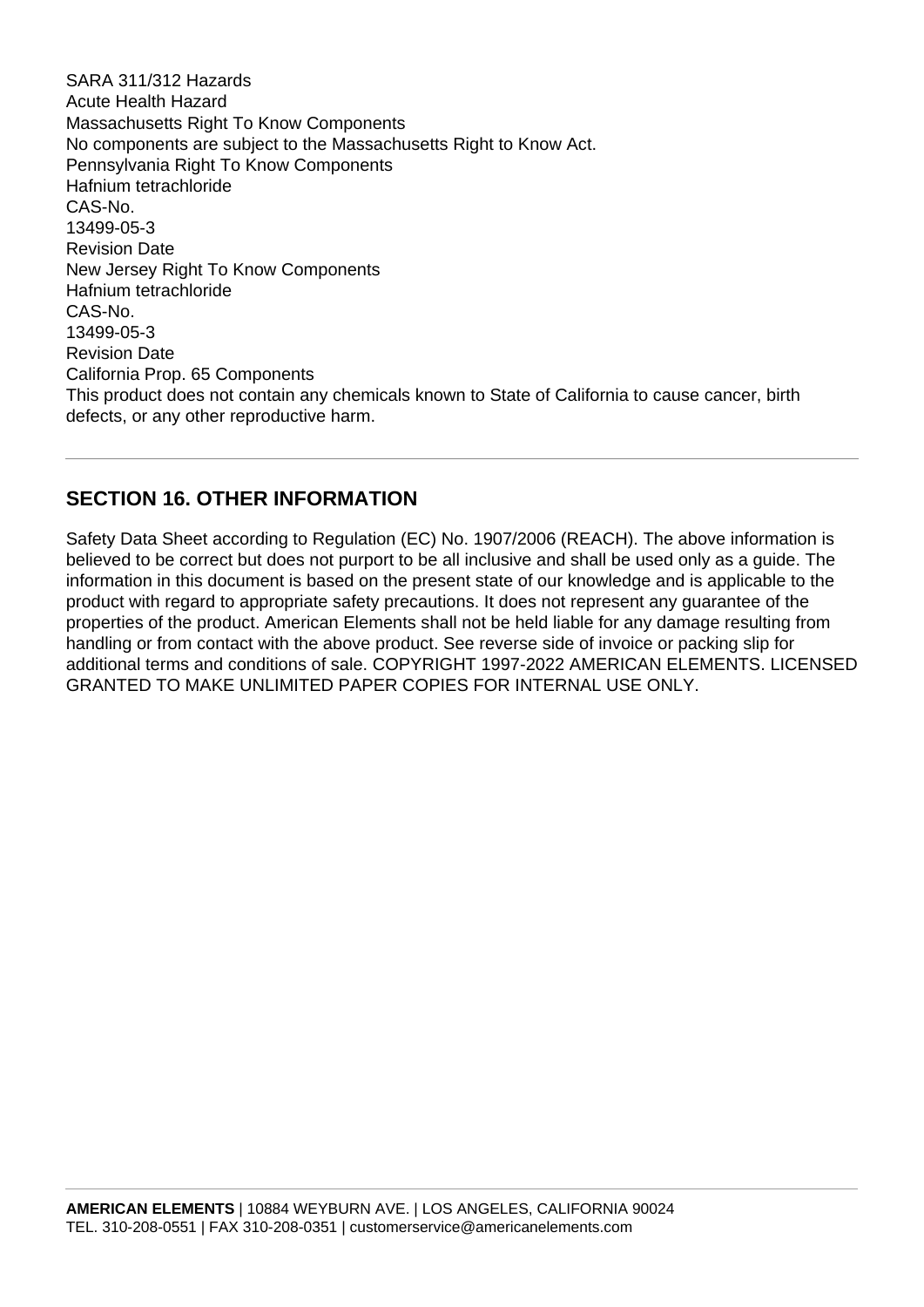SARA 311/312 Hazards
Acute Health Hazard
Massachusetts Right To Know Components
No components are subject to the Massachusetts Right to Know Act.
Pennsylvania Right To Know Components
Hafnium tetrachloride
CAS-No.
13499-05-3
Revision Date
New Jersey Right To Know Components
Hafnium tetrachloride
CAS-No.
13499-05-3
Revision Date
California Prop. 65 Components
This product does not contain any chemicals known to State of California to cause cancer, birth defects, or any other reproductive harm.

---

## SECTION 16. OTHER INFORMATION

Safety Data Sheet according to Regulation (EC) No. 1907/2006 (REACH). The above information is believed to be correct but does not purport to be all inclusive and shall be used only as a guide. The information in this document is based on the present state of our knowledge and is applicable to the product with regard to appropriate safety precautions. It does not represent any guarantee of the properties of the product. American Elements shall not be held liable for any damage resulting from handling or from contact with the above product. See reverse side of invoice or packing slip for additional terms and conditions of sale. COPYRIGHT 1997-2022 AMERICAN ELEMENTS. LICENSED GRANTED TO MAKE UNLIMITED PAPER COPIES FOR INTERNAL USE ONLY.